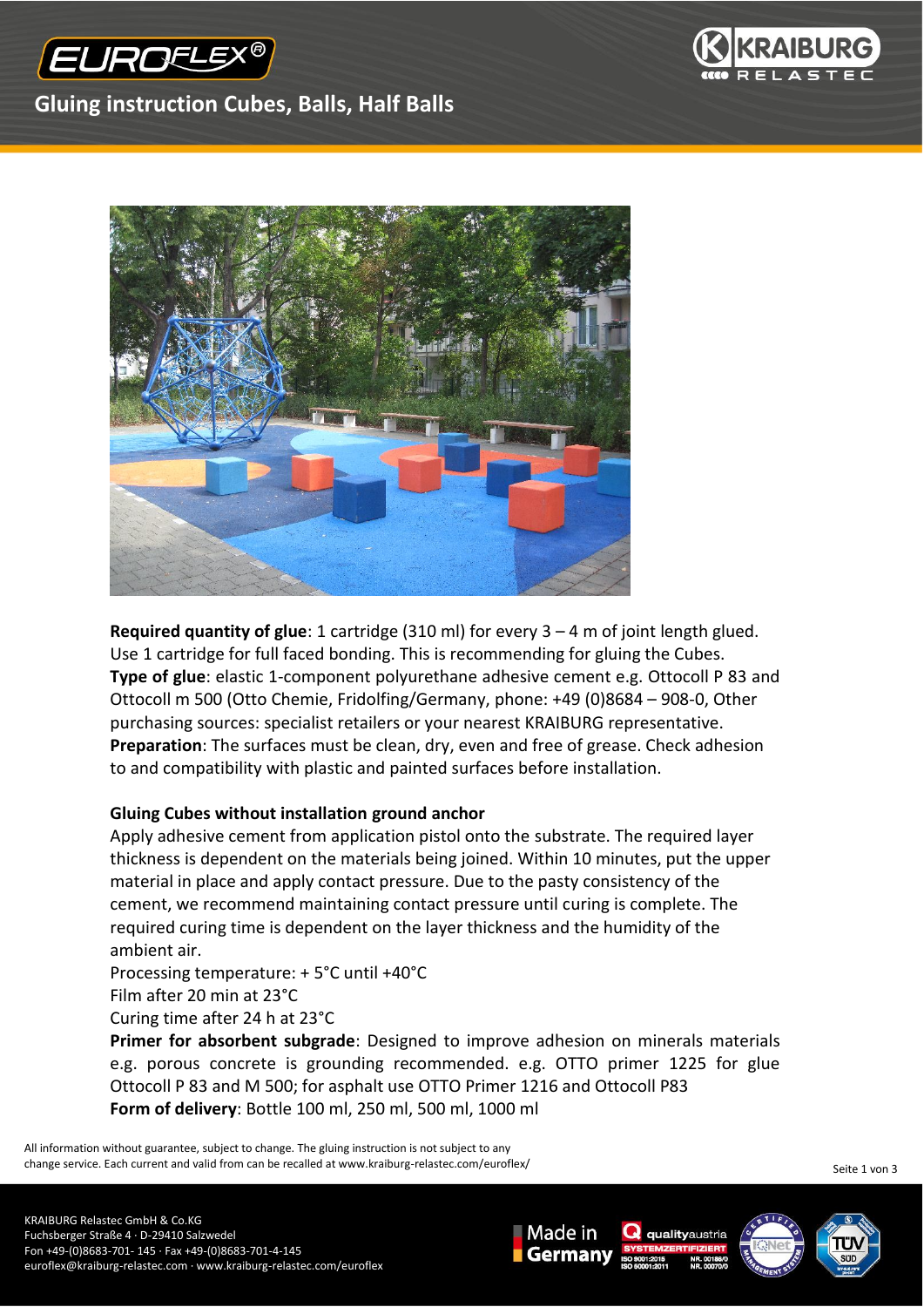# Gluing instruction Cubes, Balls, Half Balls

**Required quantity of glue**: 1 cartridge (310 ml) for every 3 – 4 m of joint length glued. Use 1 cartridge for full faced bonding. This is recommending for gluing the Cubes.
**Type of glue**: elastic 1-component polyurethane adhesive cement e.g. Ottocoll P 83 and Ottocoll m 500 (Otto Chemie, Fridolfing/Germany, phone: +49 (0)8684 – 908-0, Other purchasing sources: specialist retailers or your nearest KRAIBURG representative.
**Preparation**: The surfaces must be clean, dry, even and free of grease. Check adhesion to and compatibility with plastic and painted surfaces before installation.

## Gluing Cubes without installation ground anchor

Apply adhesive cement from application pistol onto the substrate. The required layer thickness is dependent on the materials being joined. Within 10 minutes, put the upper material in place and apply contact pressure. Due to the pasty consistency of the cement, we recommend maintaining contact pressure until curing is complete. The required curing time is dependent on the layer thickness and the humidity of the ambient air.
Processing temperature: + 5°C until +40°C
Film after 20 min at 23°C
Curing time after 24 h at 23°C
**Primer for absorbent subgrade**: Designed to improve adhesion on minerals materials e.g. porous concrete is grounding recommended. e.g. OTTO primer 1225 for glue Ottocoll P 83 and M 500; for asphalt use OTTO Primer 1216 and Ottocoll P83
**Form of delivery**: Bottle 100 ml, 250 ml, 500 ml, 1000 ml

All information without guarantee, subject to change. The gluing instruction is not subject to any change service. Each current and valid from can be recalled at www.kraiburg-relastec.com/euroflex/

KRAIBURG Relastec GmbH & Co.KG
Fuchsberger Straße 4 · D-29410 Salzwedel
Fon +49-(0)8683-701- 145 · Fax +49-(0)8683-701-4-145
euroflex@kraiburg-relastec.com · www.kraiburg-relastec.com/euroflex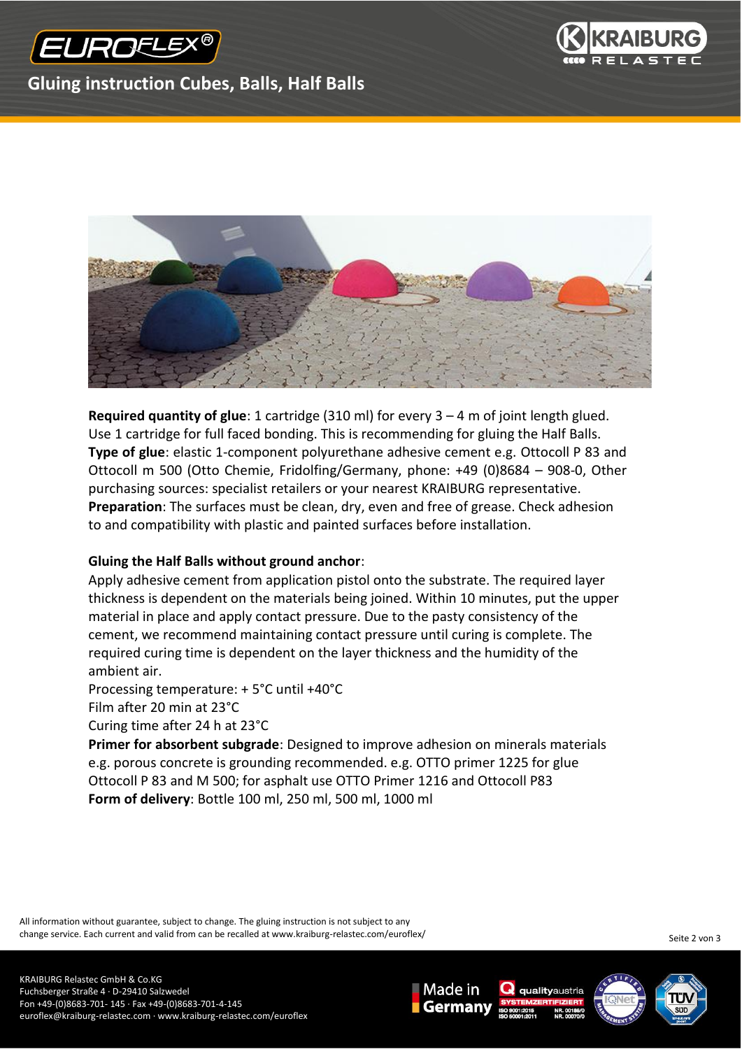**Required quantity of glue**: 1 cartridge (310 ml) for every 3 – 4 m of joint length glued. Use 1 cartridge for full faced bonding. This is recommending for gluing the Half Balls.
**Type of glue**: elastic 1-component polyurethane adhesive cement e.g. Ottocoll P 83 and Ottocoll m 500 (Otto Chemie, Fridolfing/Germany, phone: +49 (0)8684 – 908-0, Other purchasing sources: specialist retailers or your nearest KRAIBURG representative.
**Preparation**: The surfaces must be clean, dry, even and free of grease. Check adhesion to and compatibility with plastic and painted surfaces before installation.

**Gluing the Half Balls without ground anchor**:

Apply adhesive cement from application pistol onto the substrate. The required layer thickness is dependent on the materials being joined. Within 10 minutes, put the upper material in place and apply contact pressure. Due to the pasty consistency of the cement, we recommend maintaining contact pressure until curing is complete. The required curing time is dependent on the layer thickness and the humidity of the ambient air.
Processing temperature: + 5°C until +40°C
Film after 20 min at 23°C
Curing time after 24 h at 23°C
**Primer for absorbent subgrade**: Designed to improve adhesion on minerals materials e.g. porous concrete is grounding recommended. e.g. OTTO primer 1225 for glue Ottocoll P 83 and M 500; for asphalt use OTTO Primer 1216 and Ottocoll P83
**Form of delivery**: Bottle 100 ml, 250 ml, 500 ml, 1000 ml

All information without guarantee, subject to change. The gluing instruction is not subject to any change service. Each current and valid from can be recalled at www.kraiburg-relastec.com/euroflex/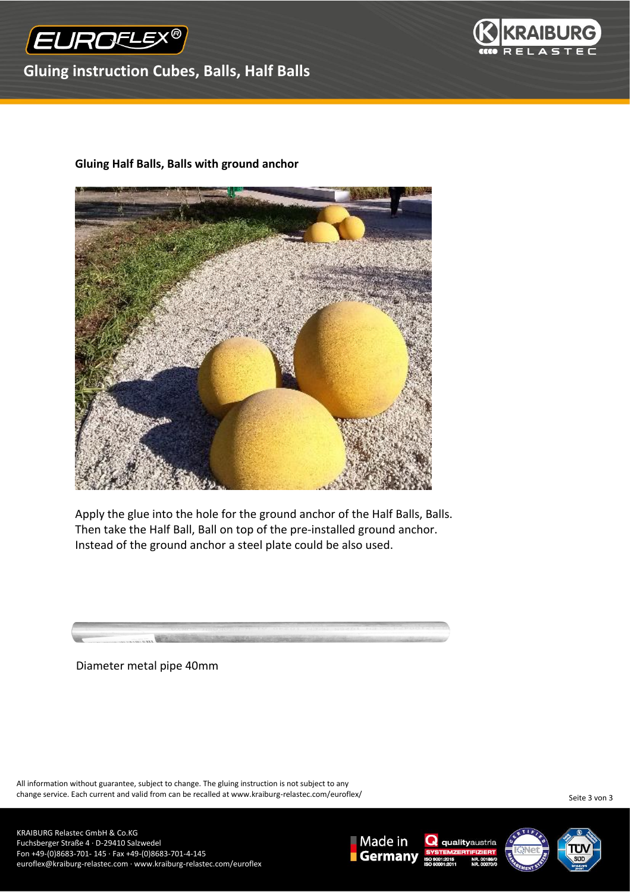# Gluing instruction Cubes, Balls, Half Balls

### Gluing Half Balls, Balls with ground anchor

Apply the glue into the hole for the ground anchor of the Half Balls, Balls. Then take the Half Ball, Ball on top of the pre-installed ground anchor. Instead of the ground anchor a steel plate could be also used.

Diameter metal pipe 40mm

All information without guarantee, subject to change. The gluing instruction is not subject to any change service. Each current and valid from can be recalled at www.kraiburg-relastec.com/euroflex/

KRAIBURG Relastec GmbH & Co.KG
Fuchsberger Straße 4 · D-29410 Salzwedel
Fon +49-(0)8683-701- 145 · Fax +49-(0)8683-701-4-145
euroflex@kraiburg-relastec.com · www.kraiburg-relastec.com/euroflex